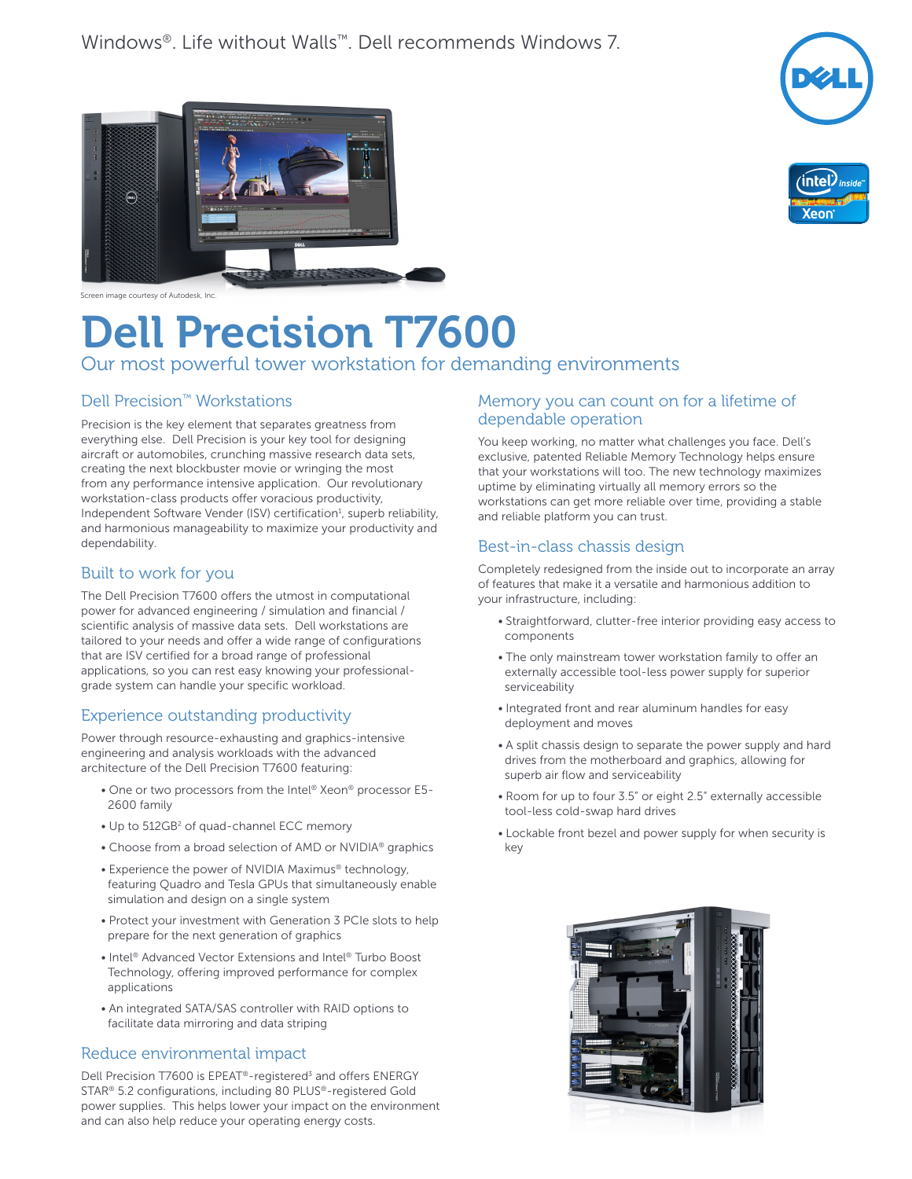Windows®. Life without Walls™. Dell recommends Windows 7.

Screen image courtesy of Autodesk, Inc.

# Dell Precision T7600

## Our most powerful tower workstation for demanding environments

### Dell Precision™ Workstations

Precision is the key element that separates greatness from everything else. Dell Precision is your key tool for designing aircraft or automobiles, crunching massive research data sets, creating the next blockbuster movie or wringing the most from any performance intensive application. Our revolutionary workstation-class products offer voracious productivity, Independent Software Vender (ISV) certification[1], superb reliability, and harmonious manageability to maximize your productivity and dependability.

### Built to work for you

The Dell Precision T7600 offers the utmost in computational power for advanced engineering / simulation and financial / scientific analysis of massive data sets. Dell workstations are tailored to your needs and offer a wide range of configurations that are ISV certified for a broad range of professional applications, so you can rest easy knowing your professional-grade system can handle your specific workload.

### Experience outstanding productivity

Power through resource-exhausting and graphics-intensive engineering and analysis workloads with the advanced architecture of the Dell Precision T7600 featuring:

- One or two processors from the Intel® Xeon® processor E5-2600 family
- Up to 512GB[2] of quad-channel ECC memory
- Choose from a broad selection of AMD or NVIDIA® graphics
- Experience the power of NVIDIA Maximus® technology, featuring Quadro and Tesla GPUs that simultaneously enable simulation and design on a single system
- Protect your investment with Generation 3 PCIe slots to help prepare for the next generation of graphics
- Intel® Advanced Vector Extensions and Intel® Turbo Boost Technology, offering improved performance for complex applications
- An integrated SATA/SAS controller with RAID options to facilitate data mirroring and data striping

### Reduce environmental impact

Dell Precision T7600 is EPEAT®-registered[3] and offers ENERGY STAR® 5.2 configurations, including 80 PLUS®-registered Gold power supplies. This helps lower your impact on the environment and can also help reduce your operating energy costs.

### Memory you can count on for a lifetime of dependable operation

You keep working, no matter what challenges you face. Dell's exclusive, patented Reliable Memory Technology helps ensure that your workstations will too. The new technology maximizes uptime by eliminating virtually all memory errors so the workstations can get more reliable over time, providing a stable and reliable platform you can trust.

### Best-in-class chassis design

Completely redesigned from the inside out to incorporate an array of features that make it a versatile and harmonious addition to your infrastructure, including:

- Straightforward, clutter-free interior providing easy access to components
- The only mainstream tower workstation family to offer an externally accessible tool-less power supply for superior serviceability
- Integrated front and rear aluminum handles for easy deployment and moves
- A split chassis design to separate the power supply and hard drives from the motherboard and graphics, allowing for superb air flow and serviceability
- Room for up to four 3.5" or eight 2.5" externally accessible tool-less cold-swap hard drives
- Lockable front bezel and power supply for when security is key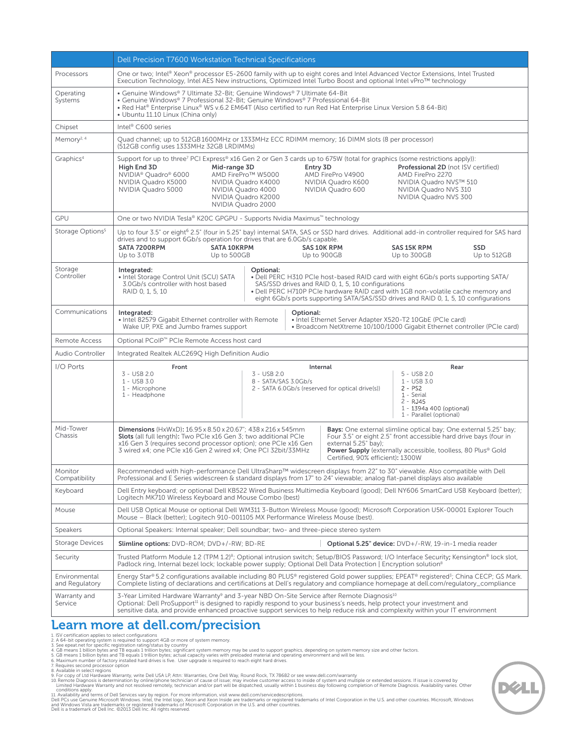| | Dell Precision T7600 Workstation Technical Specifications |
|---|---|
| Processors | One or two; Intel® Xeon® processor E5-2600 family with up to eight cores and Intel Advanced Vector Extensions, Intel Trusted Execution Technology, Intel AES New instructions, Optimized Intel Turbo Boost and optional Intel vPro™ technology |
| Operating Systems | • Genuine Windows® 7 Ultimate 32-Bit; Genuine Windows® 7 Ultimate 64-Bit<br>• Genuine Windows® 7 Professional 32-Bit; Genuine Windows® 7 Professional 64-Bit<br>• Red Hat® Enterprise Linux® WS v.6.2 EM64T (Also certified to run Red Hat Enterprise Linux Version 5.8 64-Bit)<br>• Ubuntu 11.10 Linux (China only) |
| Chipset | Intel® C600 series |
| Memory[2, 4] | Quad channel; up to 512GB 1600MHz or 1333MHz ECC RDIMM memory; 16 DIMM slots (8 per processor) (512GB config uses 1333MHz 32GB LRDIMMs) |
| Graphics[4] | Support for up to three[7] PCI Express® x16 Gen 2 or Gen 3 cards up to 675W (total for graphics (some restrictions apply)):<br>**High End 3D**: NVIDIA® Quadro® 6000; NVIDIA Quadro K5000; NVIDIA Quadro 5000<br>**Mid-range 3D**: AMD FirePro™ W5000; NVIDIA Quadro K4000; NVIDIA Quadro 4000; NVIDIA Quadro K2000; NVIDIA Quadro 2000<br>**Entry 3D**: AMD FirePro V4900; NVIDIA Quadro K600; NVIDIA Quadro 600<br>**Professional 2D** (not ISV certified): AMD FirePro 2270; NVIDIA Quadro NVS™ 510; NVIDIA Quadro NVS 310; NVIDIA Quadro NVS 300 |
| GPU | One or two NVIDIA Tesla® K20C GPGPU - Supports Nvidia Maximus™ technology |
| Storage Options[5] | Up to four 3.5" or eight[6] 2.5" (four in 5.25" bay) internal SATA, SAS or SSD hard drives. Additional add-in controller required for SAS hard drives and to support 6Gb/s operation for drives that are 6.0Gb/s capable.<br>**SATA 7200RPM**: Up to 3.0TB; **SATA 10KRPM**: Up to 500GB; **SAS 10K RPM**: Up to 900GB; **SAS 15K RPM**: Up to 300GB; **SSD**: Up to 512GB |
| Storage Controller | **Integrated:**<br>• Intel Storage Control Unit (SCU) SATA 3.0Gb/s controller with host based RAID 0, 1, 5, 10<br>**Optional:**<br>• Dell PERC H310 PCIe host-based RAID card with eight 6Gb/s ports supporting SATA/SAS/SSD drives and RAID 0, 1, 5, 10 configurations<br>• Dell PERC H710P PCIe hardware RAID card with 1GB non-volatile cache memory and eight 6Gb/s ports supporting SATA/SAS/SSD drives and RAID 0, 1, 5, 10 configurations |
| Communications | **Integrated:**<br>• Intel 82579 Gigabit Ethernet controller with Remote Wake UP, PXE and Jumbo frames support<br>**Optional:**<br>• Intel Ethernet Server Adapter X520-T2 10GbE (PCIe card)<br>• Broadcom NetXtreme 10/100/1000 Gigabit Ethernet controller (PCIe card) |
| Remote Access | Optional PCoIP™ PCIe Remote Access host card |
| Audio Controller | Integrated Realtek ALC269Q High Definition Audio |
| I/O Ports | **Front**: 3 - USB 2.0; 1 - USB 3.0; 1 - Microphone; 1 - Headphone<br>**Internal**: 3 - USB 2.0; 8 - SATA/SAS 3.0Gb/s; 2 - SATA 6.0Gb/s (reserved for optical drive(s))<br>**Rear**: 5 - USB 2.0; 1 - USB 3.0; 2 - PS2; 1 - Serial; 2 - RJ45; 1 - 1394a 400 (optional); 1 - Parallel (optional) |
| Mid-Tower Chassis | **Dimensions** (HxWxD)**:** 16.95 x 8.50 x 20.67"; 438 x 216 x 545mm<br>**Slots** (all full length)**:** Two PCIe x16 Gen 3; two additional PCIe x16 Gen 3 (requires second processor option); one PCIe x16 Gen 3 wired x4; one PCIe x16 Gen 2 wired x4; One PCI 32bit/33MHz<br>**Bays:** One external slimline optical bay; One external 5.25" bay; Four 3.5" or eight 2.5" front accessible hard drive bays (four in external 5.25" bay);<br>**Power Supply** (externally accessible, toolless, 80 Plus® Gold Certified, 90% efficient)**:** 1300W |
| Monitor Compatibility | Recommended with high-performance Dell UltraSharp™ widescreen displays from 22" to 30" viewable. Also compatible with Dell Professional and E Series widescreen & standard displays from 17" to 24" viewable; analog flat-panel displays also available |
| Keyboard | Dell Entry keyboard; or optional Dell KB522 Wired Business Multimedia Keyboard (good); Dell NY606 SmartCard USB Keyboard (better); Logitech MK710 Wireless Keyboard and Mouse Combo (best) |
| Mouse | Dell USB Optical Mouse or optional Dell WM311 3-Button Wireless Mouse (good); Microsoft Corporation U5K-00001 Explorer Touch Mouse – Black (better); Logitech 910-001105 MX Performance Wireless Mouse (best). |
| Speakers | Optional Speakers: Internal speaker; Dell soundbar; two- and three-piece stereo system |
| Storage Devices | **Slimline options:** DVD-ROM; DVD+/-RW; BD-RE<br>**Optional 5.25" device:** DVD+/-RW, 19-in-1 media reader |
| Security | Trusted Platform Module 1.2 (TPM 1.2)[8]; Optional intrusion switch; Setup/BIOS Password; I/O Interface Security**;** Kensington® lock slot, Padlock ring, Internal bezel lock; lockable power supply; Optional Dell Data Protection \| Encryption solution[8] |
| Environmental and Regulatory | Energy Star® 5.2 configurations available including 80 PLUS® registered Gold power supplies; EPEAT® registered[3]; China CECP; GS Mark. Complete listing of declarations and certifications at Dell's regulatory and compliance homepage at dell.com/regulatory_compliance |
| Warranty and Service | 3-Year Limited Hardware Warranty[9] and 3-year NBD On-Site Service after Remote Diagnosis[10]<br>Optional: Dell ProSupport[11] is designed to rapidly respond to your business's needs, help protect your investment and sensitive data, and provide enhanced proactive support services to help reduce risk and complexity within your IT environment |

# Learn more at dell.com/precision

1. ISV certification applies to select configurations
2. A 64-bit operating system is required to support 4GB or more of system memory.
3. See epeat.net for specific registration rating/status by country
4. GB means 1 billion bytes and TB equals 1 trillion bytes; significant system memory may be used to support graphics, depending on system memory size and other factors.
5. GB means 1 billion bytes and TB equals 1 trillion bytes; actual capacity varies with preloaded material and operating environment and will be less.
6. Maximum number of factory installed hard drives is five. User upgrade is required to reach eight hard drives.
7. Requires second processor option
8. Available in select regions
9. For copy of Ltd Hardware Warranty, write Dell USA LP, Attn: Warranties, One Dell Way, Round Rock, TX 78682 or see www.dell.com/warranty
10. Remote Diagnosis is determination by online/phone technician of cause of issue; may involve customer access to inside of system and multiple or extended sessions. If issue is covered by Limited Hardware Warranty and not resolved remotely, technician and/or part will be dispatched, usually within 1 business day following completion of Remote Diagnosis. Availability varies. Other conditions apply.
11. Availability and terms of Dell Services vary by region. For more information, visit www.dell.com/servicedescriptions.

Dell PCs use Genuine Microsoft Windows. Intel, the Intel logo, Xeon and Xeon Inside are trademarks or registered trademarks of Intel Corporation in the U.S. and other countries. Microsoft, Windows and Windows Vista are trademarks or registered trademarks of Microsoft Corporation in the U.S. and other countries.
Dell is a trademark of Dell Inc. ©2013 Dell Inc. All rights reserved.